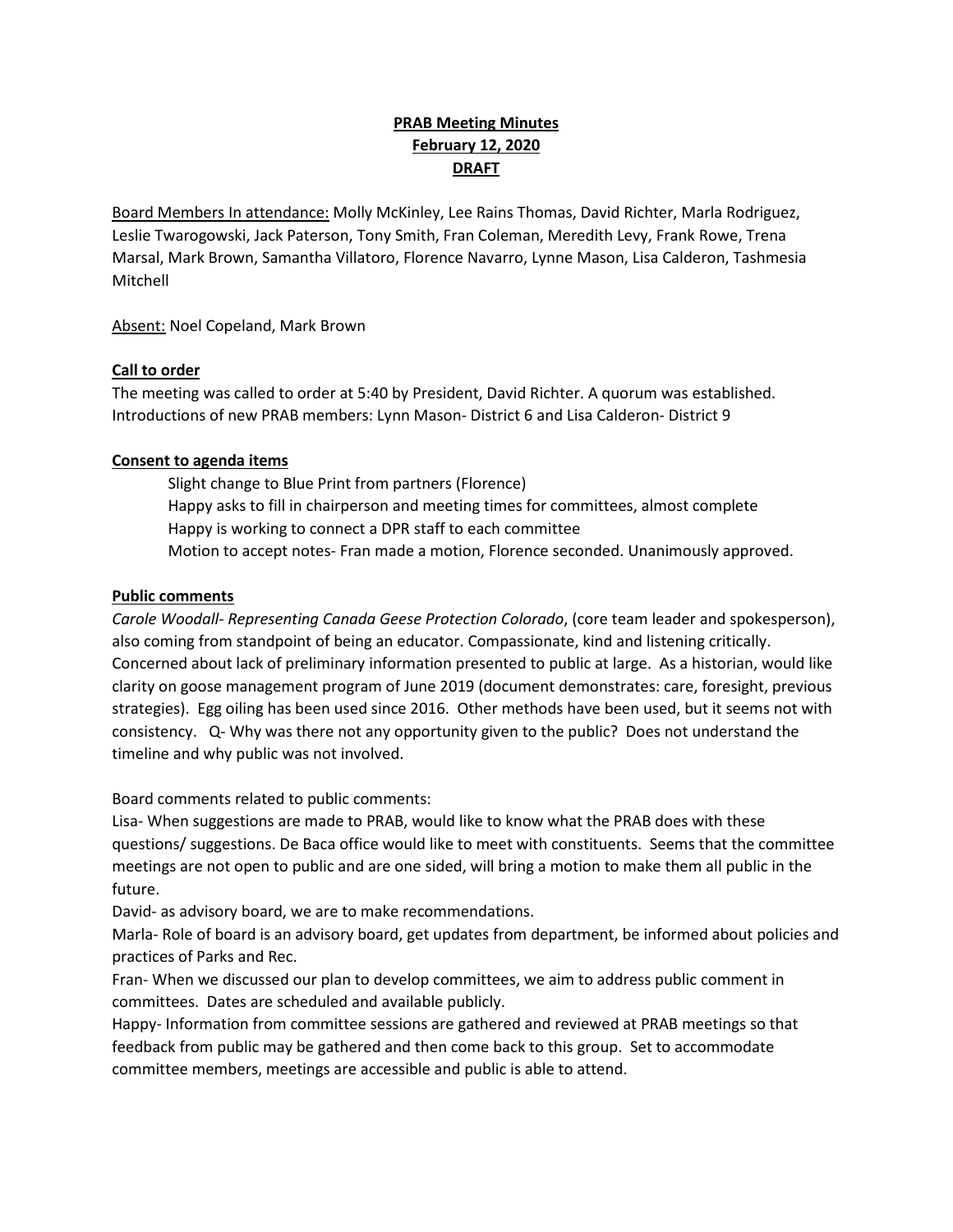**PRAB Meeting Minutes**
**February 12, 2020**
**DRAFT**

Board Members In attendance: Molly McKinley, Lee Rains Thomas, David Richter, Marla Rodriguez, Leslie Twarogowski, Jack Paterson, Tony Smith, Fran Coleman, Meredith Levy, Frank Rowe, Trena Marsal, Mark Brown, Samantha Villatoro, Florence Navarro, Lynne Mason, Lisa Calderon, Tashmesia Mitchell

Absent: Noel Copeland, Mark Brown

**Call to order**

The meeting was called to order at 5:40 by President, David Richter. A quorum was established. Introductions of new PRAB members: Lynn Mason- District 6 and Lisa Calderon- District 9

**Consent to agenda items**

Slight change to Blue Print from partners (Florence)
Happy asks to fill in chairperson and meeting times for committees, almost complete
Happy is working to connect a DPR staff to each committee
Motion to accept notes- Fran made a motion, Florence seconded. Unanimously approved.

**Public comments**

*Carole Woodall- Representing Canada Geese Protection Colorado*, (core team leader and spokesperson), also coming from standpoint of being an educator. Compassionate, kind and listening critically. Concerned about lack of preliminary information presented to public at large. As a historian, would like clarity on goose management program of June 2019 (document demonstrates: care, foresight, previous strategies). Egg oiling has been used since 2016. Other methods have been used, but it seems not with consistency. Q- Why was there not any opportunity given to the public? Does not understand the timeline and why public was not involved.

Board comments related to public comments:
Lisa- When suggestions are made to PRAB, would like to know what the PRAB does with these questions/ suggestions. De Baca office would like to meet with constituents. Seems that the committee meetings are not open to public and are one sided, will bring a motion to make them all public in the future.
David- as advisory board, we are to make recommendations.
Marla- Role of board is an advisory board, get updates from department, be informed about policies and practices of Parks and Rec.
Fran- When we discussed our plan to develop committees, we aim to address public comment in committees. Dates are scheduled and available publicly.
Happy- Information from committee sessions are gathered and reviewed at PRAB meetings so that feedback from public may be gathered and then come back to this group. Set to accommodate committee members, meetings are accessible and public is able to attend.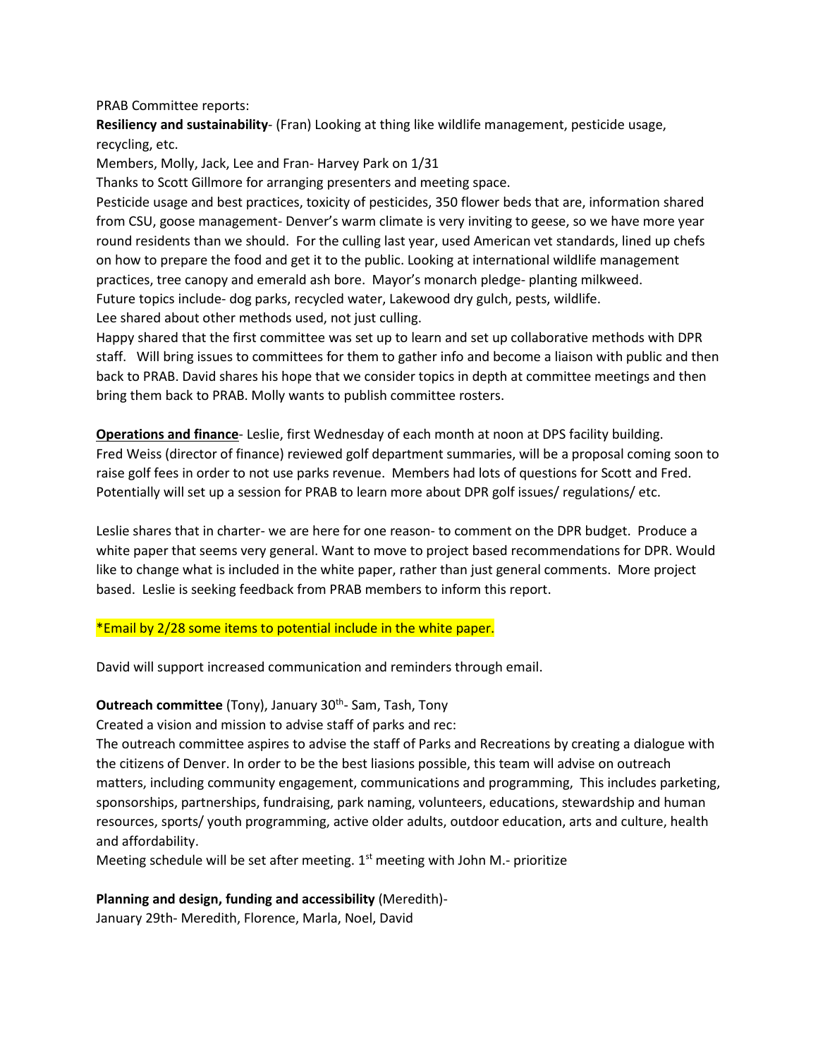PRAB Committee reports:

**Resiliency and sustainability**- (Fran) Looking at thing like wildlife management, pesticide usage, recycling, etc.

Members, Molly, Jack, Lee and Fran- Harvey Park on 1/31

Thanks to Scott Gillmore for arranging presenters and meeting space.

Pesticide usage and best practices, toxicity of pesticides, 350 flower beds that are, information shared from CSU, goose management- Denver's warm climate is very inviting to geese, so we have more year round residents than we should. For the culling last year, used American vet standards, lined up chefs on how to prepare the food and get it to the public. Looking at international wildlife management practices, tree canopy and emerald ash bore. Mayor's monarch pledge- planting milkweed.

Future topics include- dog parks, recycled water, Lakewood dry gulch, pests, wildlife.

Lee shared about other methods used, not just culling.

Happy shared that the first committee was set up to learn and set up collaborative methods with DPR staff. Will bring issues to committees for them to gather info and become a liaison with public and then back to PRAB. David shares his hope that we consider topics in depth at committee meetings and then bring them back to PRAB. Molly wants to publish committee rosters.

**<u>Operations and finance</u>**- Leslie, first Wednesday of each month at noon at DPS facility building. Fred Weiss (director of finance) reviewed golf department summaries, will be a proposal coming soon to raise golf fees in order to not use parks revenue. Members had lots of questions for Scott and Fred. Potentially will set up a session for PRAB to learn more about DPR golf issues/ regulations/ etc.

Leslie shares that in charter- we are here for one reason- to comment on the DPR budget. Produce a white paper that seems very general. Want to move to project based recommendations for DPR. Would like to change what is included in the white paper, rather than just general comments. More project based. Leslie is seeking feedback from PRAB members to inform this report.

*Email by 2/28 some items to potential include in the white paper.

David will support increased communication and reminders through email.

**Outreach committee** (Tony), January 30th- Sam, Tash, Tony

Created a vision and mission to advise staff of parks and rec:

The outreach committee aspires to advise the staff of Parks and Recreations by creating a dialogue with the citizens of Denver. In order to be the best liasions possible, this team will advise on outreach matters, including community engagement, communications and programming, This includes parketing, sponsorships, partnerships, fundraising, park naming, volunteers, educations, stewardship and human resources, sports/ youth programming, active older adults, outdoor education, arts and culture, health and affordability.

Meeting schedule will be set after meeting. 1st meeting with John M.- prioritize

**Planning and design, funding and accessibility** (Meredith)-

January 29th- Meredith, Florence, Marla, Noel, David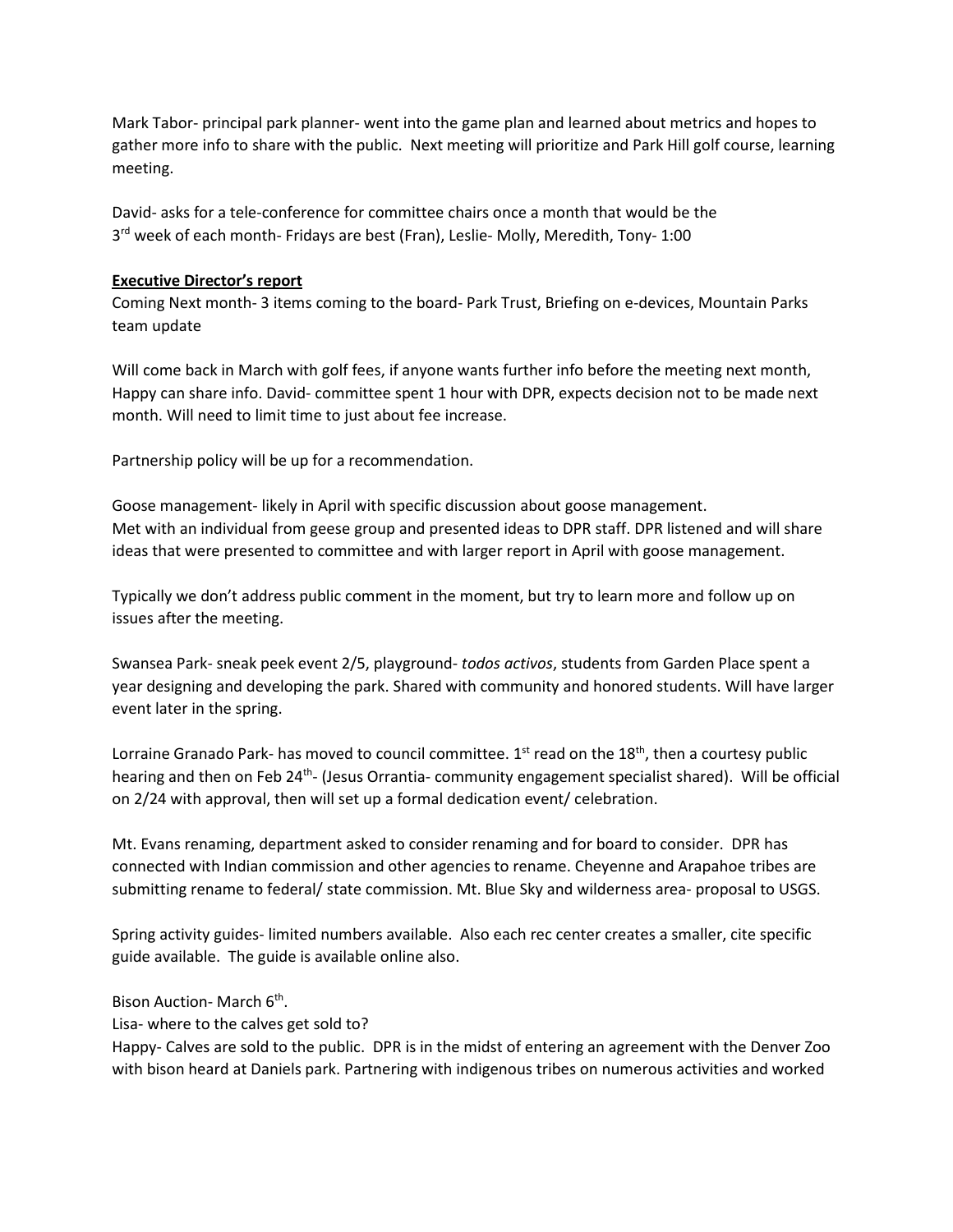Mark Tabor- principal park planner- went into the game plan and learned about metrics and hopes to gather more info to share with the public. Next meeting will prioritize and Park Hill golf course, learning meeting.

David- asks for a tele-conference for committee chairs once a month that would be the 3rd week of each month- Fridays are best (Fran), Leslie- Molly, Meredith, Tony- 1:00

**Executive Director's report**

Coming Next month- 3 items coming to the board- Park Trust, Briefing on e-devices, Mountain Parks team update

Will come back in March with golf fees, if anyone wants further info before the meeting next month, Happy can share info. David- committee spent 1 hour with DPR, expects decision not to be made next month. Will need to limit time to just about fee increase.

Partnership policy will be up for a recommendation.

Goose management- likely in April with specific discussion about goose management.
Met with an individual from geese group and presented ideas to DPR staff. DPR listened and will share ideas that were presented to committee and with larger report in April with goose management.

Typically we don't address public comment in the moment, but try to learn more and follow up on issues after the meeting.

Swansea Park- sneak peek event 2/5, playground- *todos activos*, students from Garden Place spent a year designing and developing the park. Shared with community and honored students. Will have larger event later in the spring.

Lorraine Granado Park- has moved to council committee. 1st read on the 18th, then a courtesy public hearing and then on Feb 24th- (Jesus Orrantia- community engagement specialist shared). Will be official on 2/24 with approval, then will set up a formal dedication event/ celebration.

Mt. Evans renaming, department asked to consider renaming and for board to consider. DPR has connected with Indian commission and other agencies to rename. Cheyenne and Arapahoe tribes are submitting rename to federal/ state commission. Mt. Blue Sky and wilderness area- proposal to USGS.

Spring activity guides- limited numbers available. Also each rec center creates a smaller, cite specific guide available. The guide is available online also.

Bison Auction- March 6th.

Lisa- where to the calves get sold to?

Happy- Calves are sold to the public. DPR is in the midst of entering an agreement with the Denver Zoo with bison heard at Daniels park. Partnering with indigenous tribes on numerous activities and worked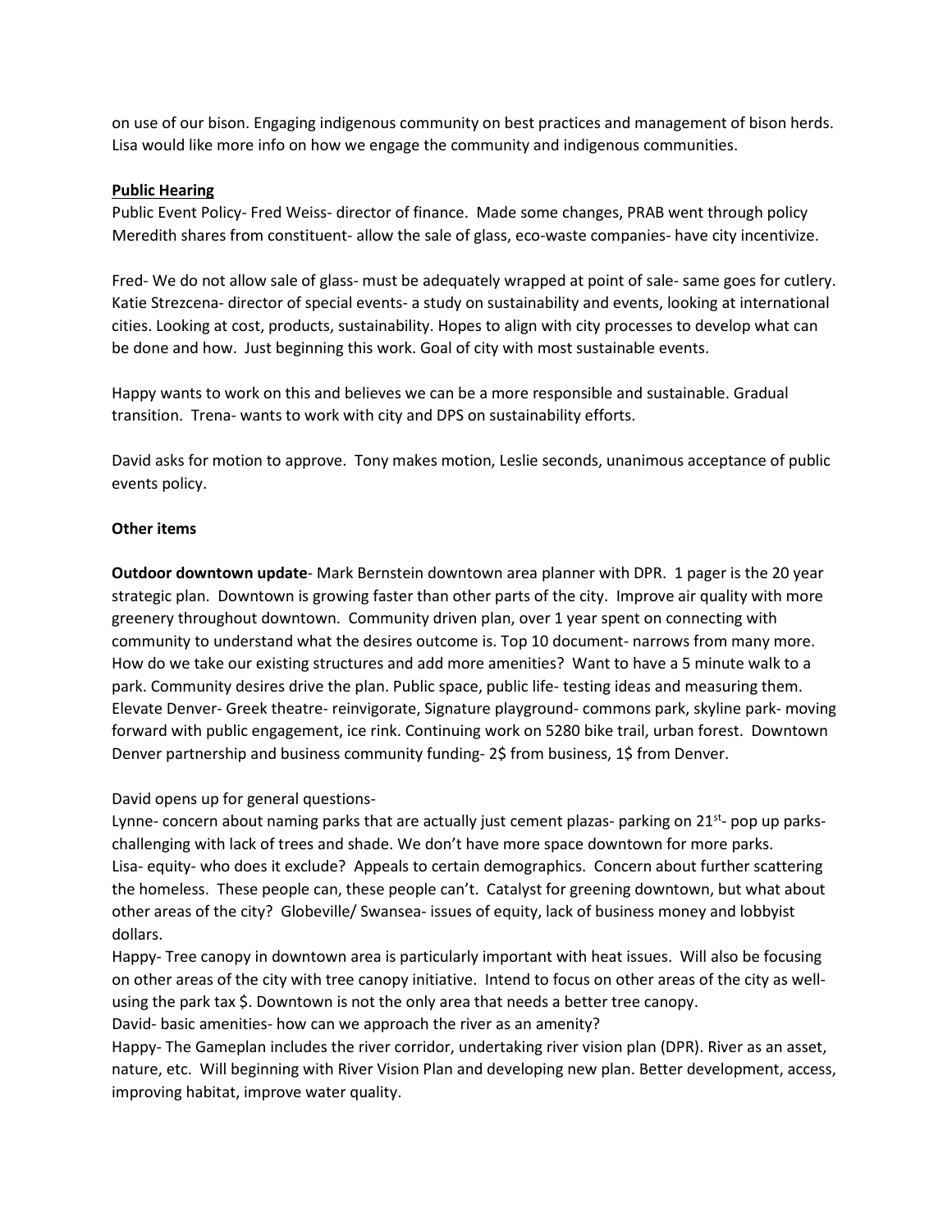on use of our bison. Engaging indigenous community on best practices and management of bison herds. Lisa would like more info on how we engage the community and indigenous communities.

**Public Hearing**

Public Event Policy- Fred Weiss- director of finance. Made some changes, PRAB went through policy Meredith shares from constituent- allow the sale of glass, eco-waste companies- have city incentivize.

Fred- We do not allow sale of glass- must be adequately wrapped at point of sale- same goes for cutlery. Katie Strezcena- director of special events- a study on sustainability and events, looking at international cities. Looking at cost, products, sustainability. Hopes to align with city processes to develop what can be done and how. Just beginning this work. Goal of city with most sustainable events.

Happy wants to work on this and believes we can be a more responsible and sustainable. Gradual transition. Trena- wants to work with city and DPS on sustainability efforts.

David asks for motion to approve. Tony makes motion, Leslie seconds, unanimous acceptance of public events policy.

**Other items**

**Outdoor downtown update**- Mark Bernstein downtown area planner with DPR. 1 pager is the 20 year strategic plan. Downtown is growing faster than other parts of the city. Improve air quality with more greenery throughout downtown. Community driven plan, over 1 year spent on connecting with community to understand what the desires outcome is. Top 10 document- narrows from many more. How do we take our existing structures and add more amenities? Want to have a 5 minute walk to a park. Community desires drive the plan. Public space, public life- testing ideas and measuring them. Elevate Denver- Greek theatre- reinvigorate, Signature playground- commons park, skyline park- moving forward with public engagement, ice rink. Continuing work on 5280 bike trail, urban forest. Downtown Denver partnership and business community funding- 2$ from business, 1$ from Denver.

David opens up for general questions-

Lynne- concern about naming parks that are actually just cement plazas- parking on 21st- pop up parks- challenging with lack of trees and shade. We don't have more space downtown for more parks.

Lisa- equity- who does it exclude? Appeals to certain demographics. Concern about further scattering the homeless. These people can, these people can't. Catalyst for greening downtown, but what about other areas of the city? Globeville/ Swansea- issues of equity, lack of business money and lobbyist dollars.

Happy- Tree canopy in downtown area is particularly important with heat issues. Will also be focusing on other areas of the city with tree canopy initiative. Intend to focus on other areas of the city as well- using the park tax $. Downtown is not the only area that needs a better tree canopy.

David- basic amenities- how can we approach the river as an amenity?

Happy- The Gameplan includes the river corridor, undertaking river vision plan (DPR). River as an asset, nature, etc. Will beginning with River Vision Plan and developing new plan. Better development, access, improving habitat, improve water quality.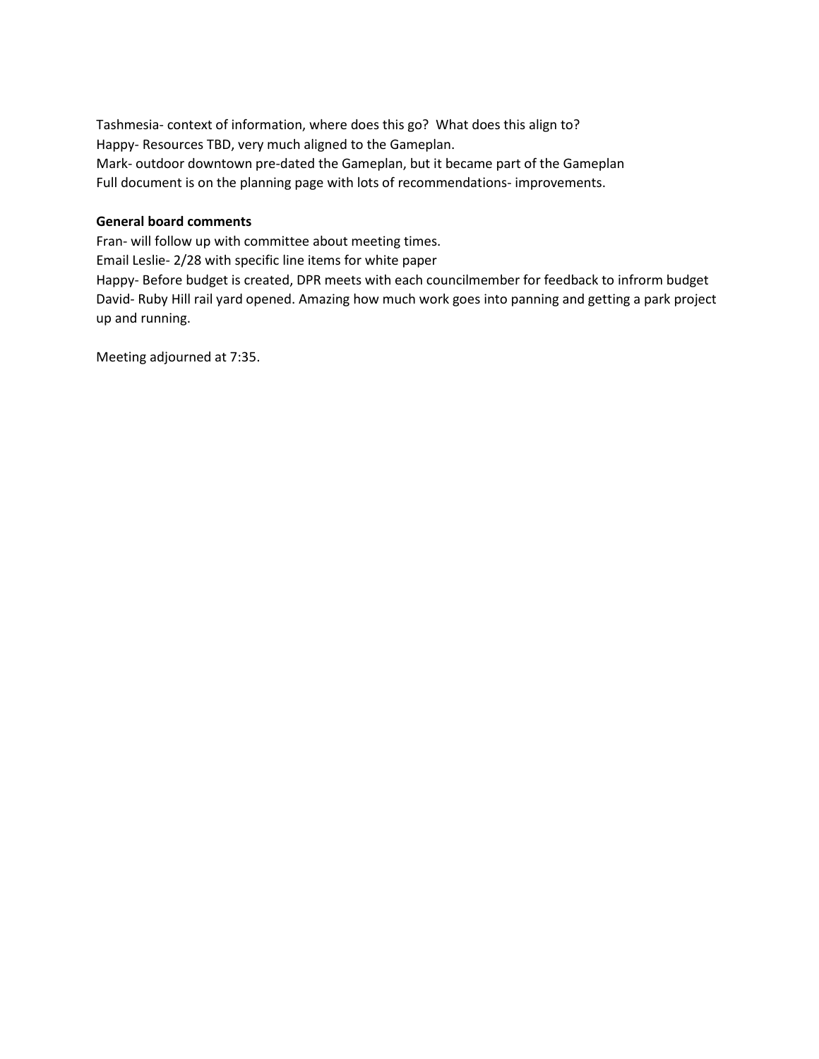Tashmesia- context of information, where does this go?  What does this align to?
Happy- Resources TBD, very much aligned to the Gameplan.
Mark- outdoor downtown pre-dated the Gameplan, but it became part of the Gameplan
Full document is on the planning page with lots of recommendations- improvements.

**General board comments**
Fran- will follow up with committee about meeting times.
Email Leslie- 2/28 with specific line items for white paper
Happy- Before budget is created, DPR meets with each councilmember for feedback to infrorm budget
David- Ruby Hill rail yard opened. Amazing how much work goes into panning and getting a park project up and running.

Meeting adjourned at 7:35.